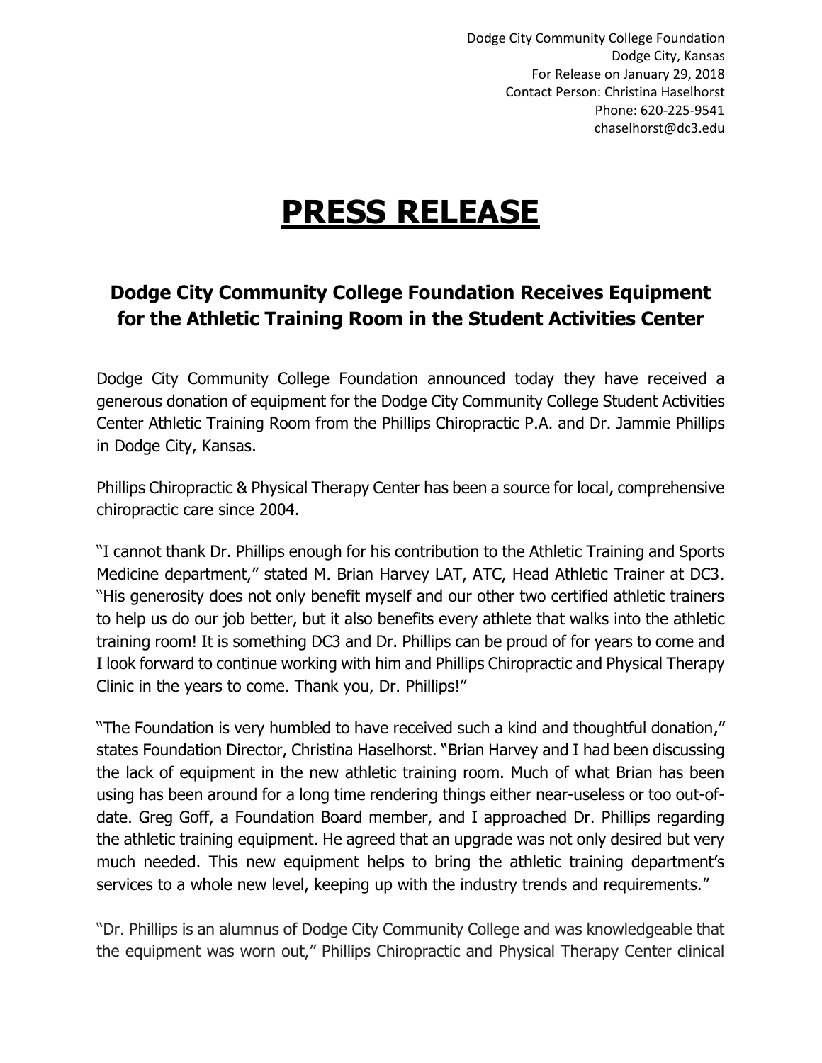Dodge City Community College Foundation
Dodge City, Kansas
For Release on January 29, 2018
Contact Person: Christina Haselhorst
Phone: 620-225-9541
chaselhorst@dc3.edu

# PRESS RELEASE

## Dodge City Community College Foundation Receives Equipment for the Athletic Training Room in the Student Activities Center

Dodge City Community College Foundation announced today they have received a generous donation of equipment for the Dodge City Community College Student Activities Center Athletic Training Room from the Phillips Chiropractic P.A. and Dr. Jammie Phillips in Dodge City, Kansas.

Phillips Chiropractic & Physical Therapy Center has been a source for local, comprehensive chiropractic care since 2004.

"I cannot thank Dr. Phillips enough for his contribution to the Athletic Training and Sports Medicine department," stated M. Brian Harvey LAT, ATC, Head Athletic Trainer at DC3. "His generosity does not only benefit myself and our other two certified athletic trainers to help us do our job better, but it also benefits every athlete that walks into the athletic training room! It is something DC3 and Dr. Phillips can be proud of for years to come and I look forward to continue working with him and Phillips Chiropractic and Physical Therapy Clinic in the years to come. Thank you, Dr. Phillips!"

"The Foundation is very humbled to have received such a kind and thoughtful donation," states Foundation Director, Christina Haselhorst. "Brian Harvey and I had been discussing the lack of equipment in the new athletic training room. Much of what Brian has been using has been around for a long time rendering things either near-useless or too out-of-date. Greg Goff, a Foundation Board member, and I approached Dr. Phillips regarding the athletic training equipment. He agreed that an upgrade was not only desired but very much needed. This new equipment helps to bring the athletic training department's services to a whole new level, keeping up with the industry trends and requirements."

"Dr. Phillips is an alumnus of Dodge City Community College and was knowledgeable that the equipment was worn out," Phillips Chiropractic and Physical Therapy Center clinical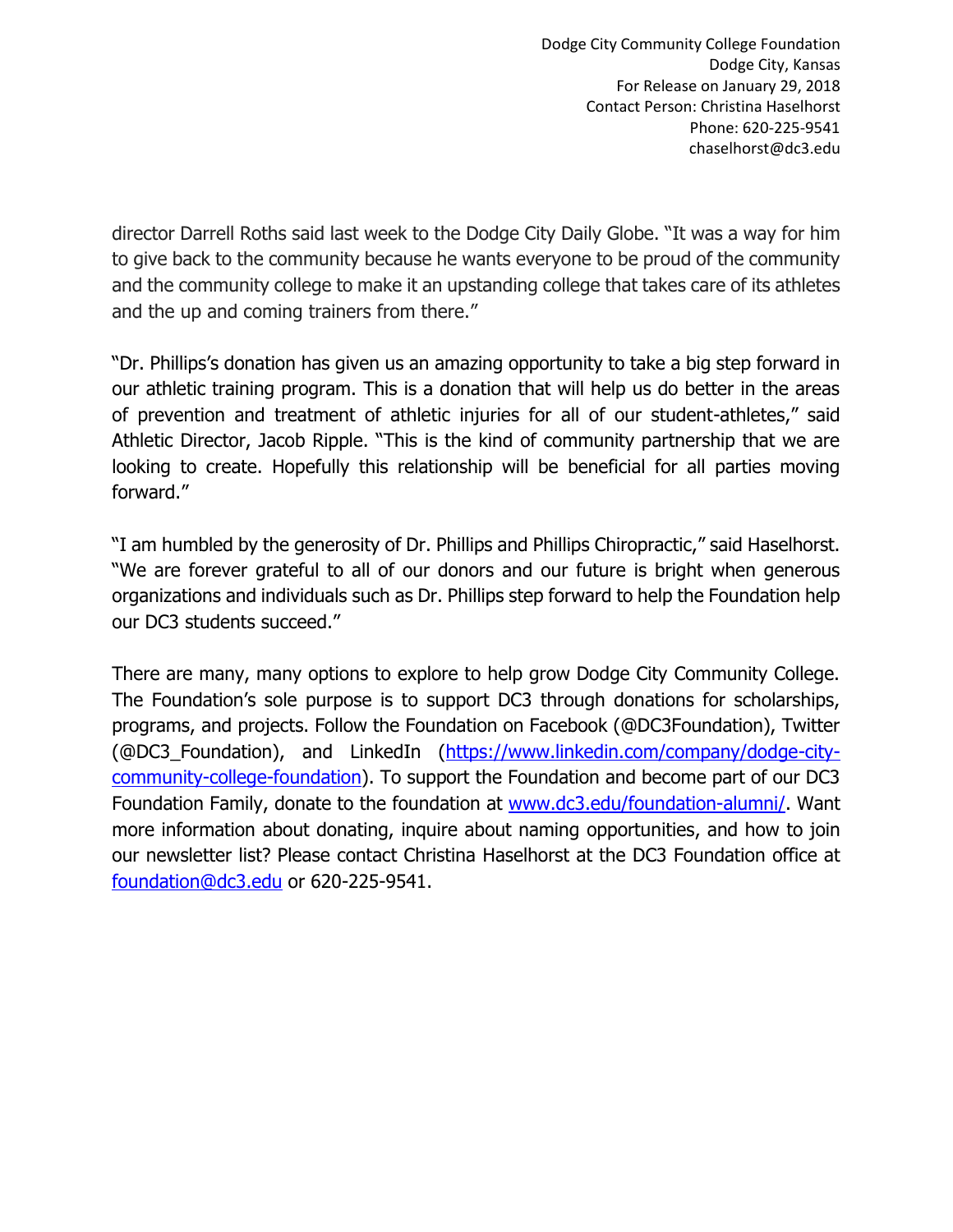Dodge City Community College Foundation
Dodge City, Kansas
For Release on January 29, 2018
Contact Person: Christina Haselhorst
Phone: 620-225-9541
chaselhorst@dc3.edu

director Darrell Roths said last week to the Dodge City Daily Globe. "It was a way for him to give back to the community because he wants everyone to be proud of the community and the community college to make it an upstanding college that takes care of its athletes and the up and coming trainers from there."

"Dr. Phillips's donation has given us an amazing opportunity to take a big step forward in our athletic training program. This is a donation that will help us do better in the areas of prevention and treatment of athletic injuries for all of our student-athletes," said Athletic Director, Jacob Ripple. "This is the kind of community partnership that we are looking to create. Hopefully this relationship will be beneficial for all parties moving forward."

"I am humbled by the generosity of Dr. Phillips and Phillips Chiropractic," said Haselhorst. "We are forever grateful to all of our donors and our future is bright when generous organizations and individuals such as Dr. Phillips step forward to help the Foundation help our DC3 students succeed."

There are many, many options to explore to help grow Dodge City Community College. The Foundation's sole purpose is to support DC3 through donations for scholarships, programs, and projects. Follow the Foundation on Facebook (@DC3Foundation), Twitter (@DC3_Foundation), and LinkedIn ([https://www.linkedin.com/company/dodge-city-community-college-foundation](https://www.linkedin.com/company/dodge-city-community-college-foundation)). To support the Foundation and become part of our DC3 Foundation Family, donate to the foundation at [www.dc3.edu/foundation-alumni/](http://www.dc3.edu/foundation-alumni/). Want more information about donating, inquire about naming opportunities, and how to join our newsletter list? Please contact Christina Haselhorst at the DC3 Foundation office at [foundation@dc3.edu](mailto:foundation@dc3.edu) or 620-225-9541.